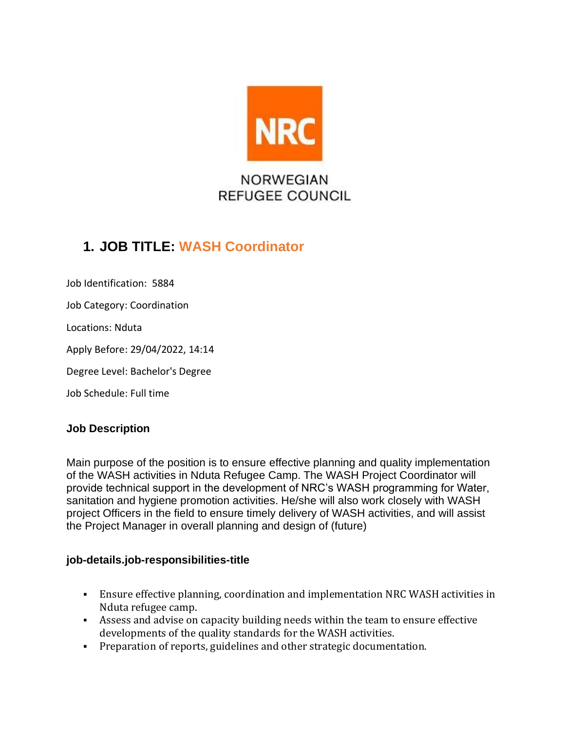NORWEGIAN
REFUGEE COUNCIL

# 1. JOB TITLE: WASH Coordinator

Job Identification: 5884

Job Category: Coordination

Locations: Nduta

Apply Before: 29/04/2022, 14:14

Degree Level: Bachelor's Degree

Job Schedule: Full time

### Job Description

Main purpose of the position is to ensure effective planning and quality implementation of the WASH activities in Nduta Refugee Camp. The WASH Project Coordinator will provide technical support in the development of NRC's WASH programming for Water, sanitation and hygiene promotion activities. He/she will also work closely with WASH project Officers in the field to ensure timely delivery of WASH activities, and will assist the Project Manager in overall planning and design of (future)

### job-details.job-responsibilities-title

- Ensure effective planning, coordination and implementation NRC WASH activities in Nduta refugee camp.
- Assess and advise on capacity building needs within the team to ensure effective developments of the quality standards for the WASH activities.
- Preparation of reports, guidelines and other strategic documentation.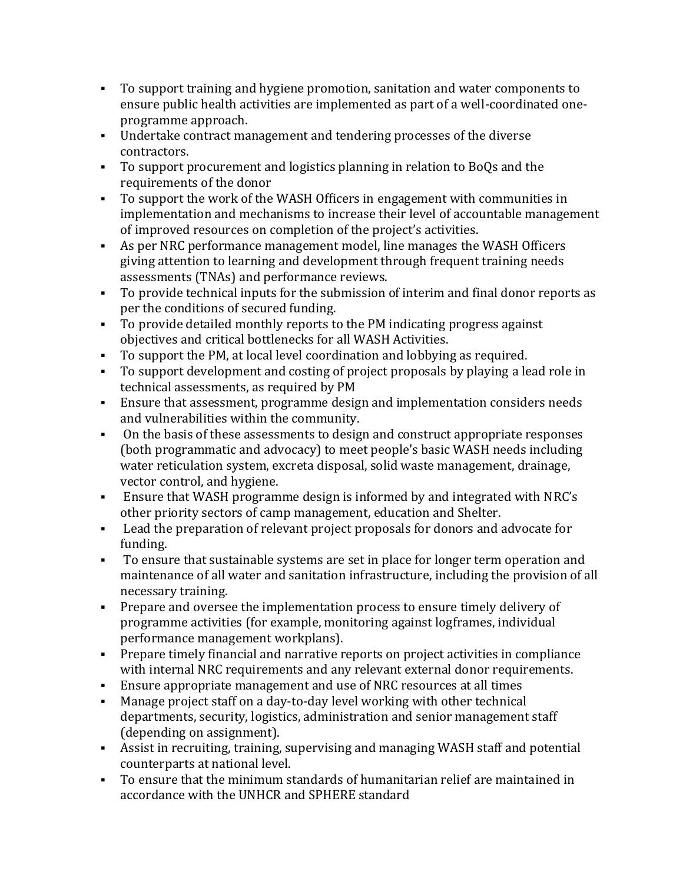- To support training and hygiene promotion, sanitation and water components to ensure public health activities are implemented as part of a well-coordinated one-programme approach.
- Undertake contract management and tendering processes of the diverse contractors.
- To support procurement and logistics planning in relation to BoQs and the requirements of the donor
- To support the work of the WASH Officers in engagement with communities in implementation and mechanisms to increase their level of accountable management of improved resources on completion of the project's activities.
- As per NRC performance management model, line manages the WASH Officers giving attention to learning and development through frequent training needs assessments (TNAs) and performance reviews.
- To provide technical inputs for the submission of interim and final donor reports as per the conditions of secured funding.
- To provide detailed monthly reports to the PM indicating progress against objectives and critical bottlenecks for all WASH Activities.
- To support the PM, at local level coordination and lobbying as required.
- To support development and costing of project proposals by playing a lead role in technical assessments, as required by PM
- Ensure that assessment, programme design and implementation considers needs and vulnerabilities within the community.
- On the basis of these assessments to design and construct appropriate responses (both programmatic and advocacy) to meet people's basic WASH needs including water reticulation system, excreta disposal, solid waste management, drainage, vector control, and hygiene.
- Ensure that WASH programme design is informed by and integrated with NRC's other priority sectors of camp management, education and Shelter.
- Lead the preparation of relevant project proposals for donors and advocate for funding.
- To ensure that sustainable systems are set in place for longer term operation and maintenance of all water and sanitation infrastructure, including the provision of all necessary training.
- Prepare and oversee the implementation process to ensure timely delivery of programme activities (for example, monitoring against logframes, individual performance management workplans).
- Prepare timely financial and narrative reports on project activities in compliance with internal NRC requirements and any relevant external donor requirements.
- Ensure appropriate management and use of NRC resources at all times
- Manage project staff on a day-to-day level working with other technical departments, security, logistics, administration and senior management staff (depending on assignment).
- Assist in recruiting, training, supervising and managing WASH staff and potential counterparts at national level.
- To ensure that the minimum standards of humanitarian relief are maintained in accordance with the UNHCR and SPHERE standard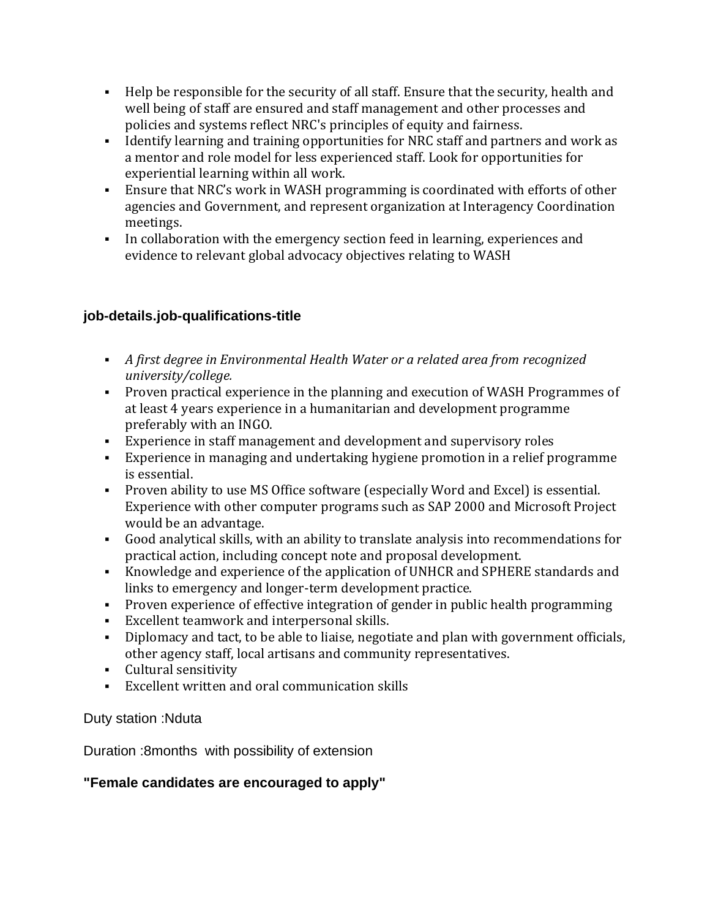- Help be responsible for the security of all staff. Ensure that the security, health and well being of staff are ensured and staff management and other processes and policies and systems reflect NRC's principles of equity and fairness.
- Identify learning and training opportunities for NRC staff and partners and work as a mentor and role model for less experienced staff. Look for opportunities for experiential learning within all work.
- Ensure that NRC's work in WASH programming is coordinated with efforts of other agencies and Government, and represent organization at Interagency Coordination meetings.
- In collaboration with the emergency section feed in learning, experiences and evidence to relevant global advocacy objectives relating to WASH

### job-details.job-qualifications-title

- *A first degree in Environmental Health Water or a related area from recognized university/college.*
- Proven practical experience in the planning and execution of WASH Programmes of at least 4 years experience in a humanitarian and development programme preferably with an INGO.
- Experience in staff management and development and supervisory roles
- Experience in managing and undertaking hygiene promotion in a relief programme is essential.
- Proven ability to use MS Office software (especially Word and Excel) is essential. Experience with other computer programs such as SAP 2000 and Microsoft Project would be an advantage.
- Good analytical skills, with an ability to translate analysis into recommendations for practical action, including concept note and proposal development.
- Knowledge and experience of the application of UNHCR and SPHERE standards and links to emergency and longer-term development practice.
- Proven experience of effective integration of gender in public health programming
- Excellent teamwork and interpersonal skills.
- Diplomacy and tact, to be able to liaise, negotiate and plan with government officials, other agency staff, local artisans and community representatives.
- Cultural sensitivity
- Excellent written and oral communication skills

Duty station :Nduta

Duration :8months with possibility of extension

**"Female candidates are encouraged to apply"**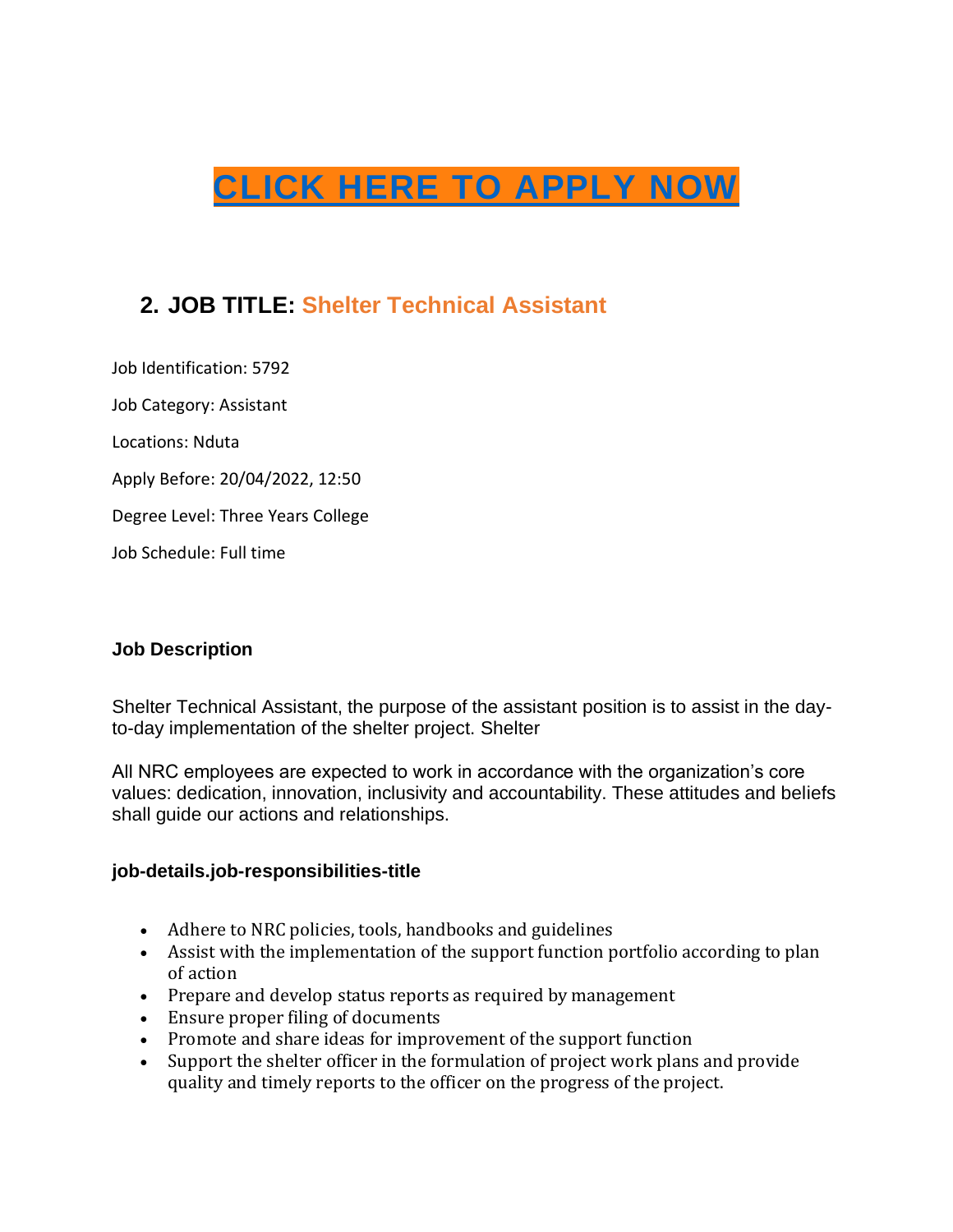# [CLICK HERE TO APPLY NOW]

## 2. JOB TITLE: Shelter Technical Assistant

Job Identification: 5792

Job Category: Assistant

Locations: Nduta

Apply Before: 20/04/2022, 12:50

Degree Level: Three Years College

Job Schedule: Full time

### Job Description

Shelter Technical Assistant, the purpose of the assistant position is to assist in the day-to-day implementation of the shelter project. Shelter

All NRC employees are expected to work in accordance with the organization's core values: dedication, innovation, inclusivity and accountability. These attitudes and beliefs shall guide our actions and relationships.

### job-details.job-responsibilities-title

- Adhere to NRC policies, tools, handbooks and guidelines
- Assist with the implementation of the support function portfolio according to plan of action
- Prepare and develop status reports as required by management
- Ensure proper filing of documents
- Promote and share ideas for improvement of the support function
- Support the shelter officer in the formulation of project work plans and provide quality and timely reports to the officer on the progress of the project.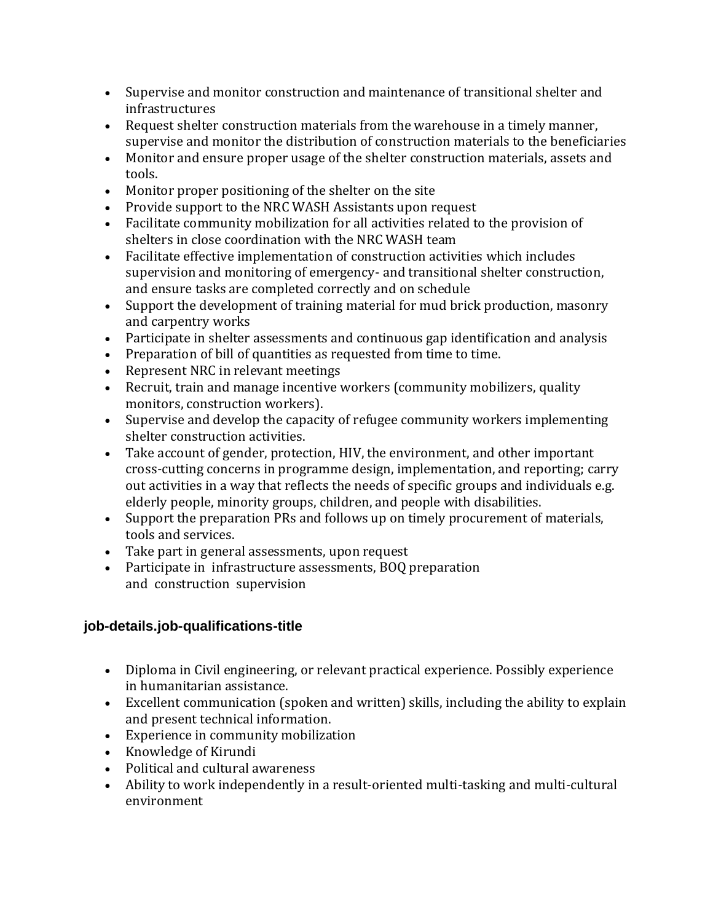- Supervise and monitor construction and maintenance of transitional shelter and infrastructures
- Request shelter construction materials from the warehouse in a timely manner, supervise and monitor the distribution of construction materials to the beneficiaries
- Monitor and ensure proper usage of the shelter construction materials, assets and tools.
- Monitor proper positioning of the shelter on the site
- Provide support to the NRC WASH Assistants upon request
- Facilitate community mobilization for all activities related to the provision of shelters in close coordination with the NRC WASH team
- Facilitate effective implementation of construction activities which includes supervision and monitoring of emergency- and transitional shelter construction, and ensure tasks are completed correctly and on schedule
- Support the development of training material for mud brick production, masonry and carpentry works
- Participate in shelter assessments and continuous gap identification and analysis
- Preparation of bill of quantities as requested from time to time.
- Represent NRC in relevant meetings
- Recruit, train and manage incentive workers (community mobilizers, quality monitors, construction workers).
- Supervise and develop the capacity of refugee community workers implementing shelter construction activities.
- Take account of gender, protection, HIV, the environment, and other important cross-cutting concerns in programme design, implementation, and reporting; carry out activities in a way that reflects the needs of specific groups and individuals e.g. elderly people, minority groups, children, and people with disabilities.
- Support the preparation PRs and follows up on timely procurement of materials, tools and services.
- Take part in general assessments, upon request
- Participate in infrastructure assessments, BOQ preparation and construction supervision

### job-details.job-qualifications-title

- Diploma in Civil engineering, or relevant practical experience. Possibly experience in humanitarian assistance.
- Excellent communication (spoken and written) skills, including the ability to explain and present technical information.
- Experience in community mobilization
- Knowledge of Kirundi
- Political and cultural awareness
- Ability to work independently in a result-oriented multi-tasking and multi-cultural environment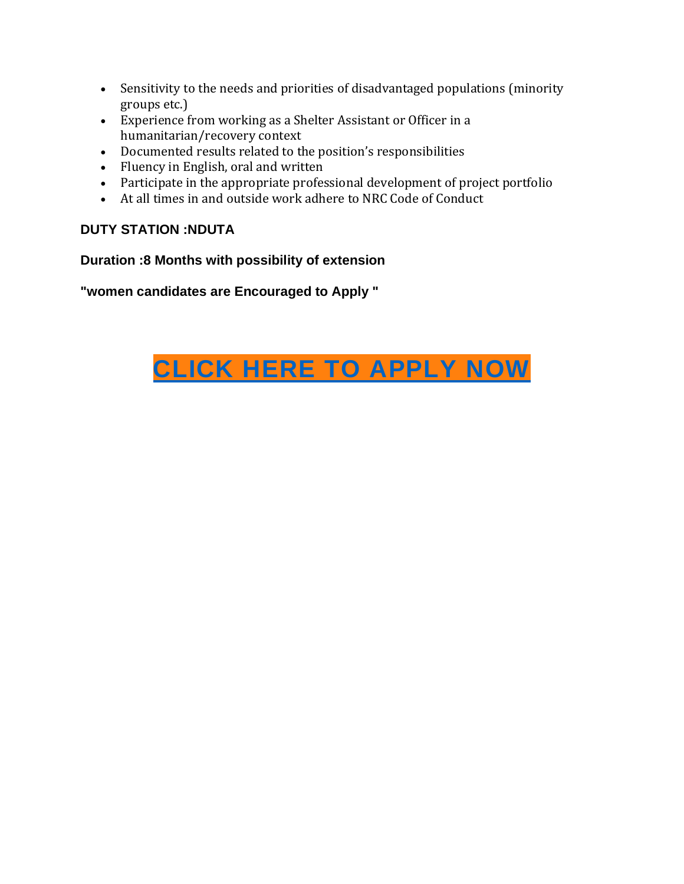- Sensitivity to the needs and priorities of disadvantaged populations (minority groups etc.)
- Experience from working as a Shelter Assistant or Officer in a humanitarian/recovery context
- Documented results related to the position's responsibilities
- Fluency in English, oral and written
- Participate in the appropriate professional development of project portfolio
- At all times in and outside work adhere to NRC Code of Conduct

**DUTY STATION :NDUTA**

**Duration :8 Months with possibility of extension**

**"women candidates are Encouraged to Apply "**

**CLICK HERE TO APPLY NOW**